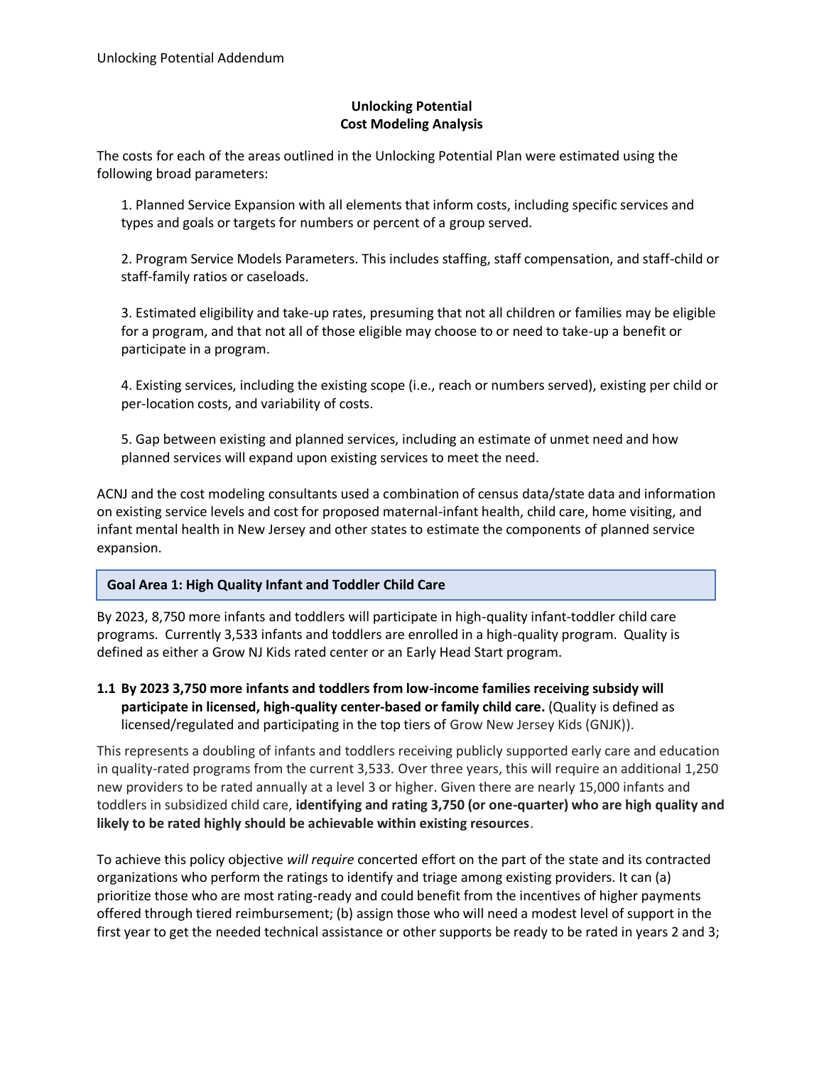# Unlocking Potential
## Cost Modeling Analysis

The costs for each of the areas outlined in the Unlocking Potential Plan were estimated using the following broad parameters:

1. Planned Service Expansion with all elements that inform costs, including specific services and types and goals or targets for numbers or percent of a group served.

2. Program Service Models Parameters. This includes staffing, staff compensation, and staff-child or staff-family ratios or caseloads.

3. Estimated eligibility and take-up rates, presuming that not all children or families may be eligible for a program, and that not all of those eligible may choose to or need to take-up a benefit or participate in a program.

4. Existing services, including the existing scope (i.e., reach or numbers served), existing per child or per-location costs, and variability of costs.

5. Gap between existing and planned services, including an estimate of unmet need and how planned services will expand upon existing services to meet the need.

ACNJ and the cost modeling consultants used a combination of census data/state data and information on existing service levels and cost for proposed maternal-infant health, child care, home visiting, and infant mental health in New Jersey and other states to estimate the components of planned service expansion.

## Goal Area 1: High Quality Infant and Toddler Child Care

By 2023, 8,750 more infants and toddlers will participate in high-quality infant-toddler child care programs. Currently 3,533 infants and toddlers are enrolled in a high-quality program. Quality is defined as either a Grow NJ Kids rated center or an Early Head Start program.

### 1.1 By 2023 3,750 more infants and toddlers from low-income families receiving subsidy will participate in licensed, high-quality center-based or family child care. (Quality is defined as licensed/regulated and participating in the top tiers of Grow New Jersey Kids (GNJK)).

This represents a doubling of infants and toddlers receiving publicly supported early care and education in quality-rated programs from the current 3,533. Over three years, this will require an additional 1,250 new providers to be rated annually at a level 3 or higher. Given there are nearly 15,000 infants and toddlers in subsidized child care, **identifying and rating 3,750 (or one-quarter) who are high quality and likely to be rated highly should be achievable within existing resources**.

To achieve this policy objective *will require* concerted effort on the part of the state and its contracted organizations who perform the ratings to identify and triage among existing providers. It can (a) prioritize those who are most rating-ready and could benefit from the incentives of higher payments offered through tiered reimbursement; (b) assign those who will need a modest level of support in the first year to get the needed technical assistance or other supports be ready to be rated in years 2 and 3;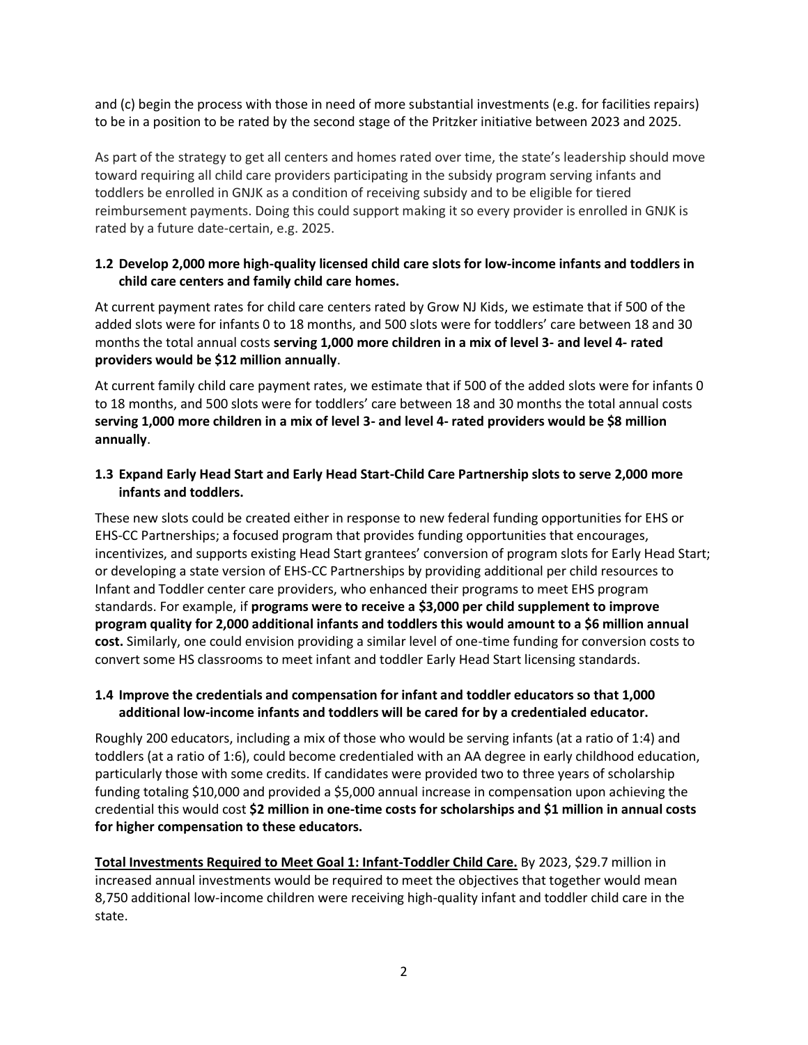and (c) begin the process with those in need of more substantial investments (e.g. for facilities repairs) to be in a position to be rated by the second stage of the Pritzker initiative between 2023 and 2025.

As part of the strategy to get all centers and homes rated over time, the state's leadership should move toward requiring all child care providers participating in the subsidy program serving infants and toddlers be enrolled in GNJK as a condition of receiving subsidy and to be eligible for tiered reimbursement payments. Doing this could support making it so every provider is enrolled in GNJK is rated by a future date-certain, e.g. 2025.

### 1.2 Develop 2,000 more high-quality licensed child care slots for low-income infants and toddlers in child care centers and family child care homes.

At current payment rates for child care centers rated by Grow NJ Kids, we estimate that if 500 of the added slots were for infants 0 to 18 months, and 500 slots were for toddlers' care between 18 and 30 months the total annual costs **serving 1,000 more children in a mix of level 3- and level 4- rated providers would be $12 million annually**.

At current family child care payment rates, we estimate that if 500 of the added slots were for infants 0 to 18 months, and 500 slots were for toddlers' care between 18 and 30 months the total annual costs **serving 1,000 more children in a mix of level 3- and level 4- rated providers would be $8 million annually**.

### 1.3 Expand Early Head Start and Early Head Start-Child Care Partnership slots to serve 2,000 more infants and toddlers.

These new slots could be created either in response to new federal funding opportunities for EHS or EHS-CC Partnerships; a focused program that provides funding opportunities that encourages, incentivizes, and supports existing Head Start grantees' conversion of program slots for Early Head Start; or developing a state version of EHS-CC Partnerships by providing additional per child resources to Infant and Toddler center care providers, who enhanced their programs to meet EHS program standards. For example, if **programs were to receive a $3,000 per child supplement to improve program quality for 2,000 additional infants and toddlers this would amount to a $6 million annual cost.** Similarly, one could envision providing a similar level of one-time funding for conversion costs to convert some HS classrooms to meet infant and toddler Early Head Start licensing standards.

### 1.4 Improve the credentials and compensation for infant and toddler educators so that 1,000 additional low-income infants and toddlers will be cared for by a credentialed educator.

Roughly 200 educators, including a mix of those who would be serving infants (at a ratio of 1:4) and toddlers (at a ratio of 1:6), could become credentialed with an AA degree in early childhood education, particularly those with some credits. If candidates were provided two to three years of scholarship funding totaling $10,000 and provided a $5,000 annual increase in compensation upon achieving the credential this would cost **$2 million in one-time costs for scholarships and $1 million in annual costs for higher compensation to these educators.**

**Total Investments Required to Meet Goal 1: Infant-Toddler Child Care.** By 2023, $29.7 million in increased annual investments would be required to meet the objectives that together would mean 8,750 additional low-income children were receiving high-quality infant and toddler child care in the state.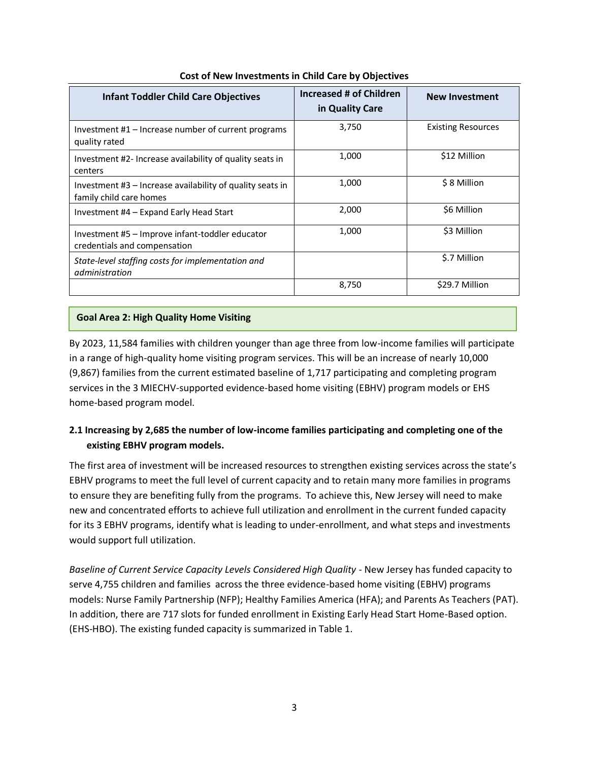**Cost of New Investments in Child Care by Objectives**

| Infant Toddler Child Care Objectives | Increased # of Children in Quality Care | New Investment |
|---|---|---|
| Investment #1 – Increase number of current programs quality rated | 3,750 | Existing Resources |
| Investment #2- Increase availability of quality seats in centers | 1,000 | $12 Million |
| Investment #3 – Increase availability of quality seats in family child care homes | 1,000 | $ 8 Million |
| Investment #4 – Expand Early Head Start | 2,000 | $6 Million |
| Investment #5 – Improve infant-toddler educator credentials and compensation | 1,000 | $3 Million |
| *State-level staffing costs for implementation and administration* | | $.7 Million |
| | 8,750 | $29.7 Million |

## Goal Area 2: High Quality Home Visiting

By 2023, 11,584 families with children younger than age three from low-income families will participate in a range of high-quality home visiting program services. This will be an increase of nearly 10,000 (9,867) families from the current estimated baseline of 1,717 participating and completing program services in the 3 MIECHV-supported evidence-based home visiting (EBHV) program models or EHS home-based program model.

### 2.1 Increasing by 2,685 the number of low-income families participating and completing one of the existing EBHV program models.

The first area of investment will be increased resources to strengthen existing services across the state's EBHV programs to meet the full level of current capacity and to retain many more families in programs to ensure they are benefiting fully from the programs. To achieve this, New Jersey will need to make new and concentrated efforts to achieve full utilization and enrollment in the current funded capacity for its 3 EBHV programs, identify what is leading to under-enrollment, and what steps and investments would support full utilization.

*Baseline of Current Service Capacity Levels Considered High Quality* - New Jersey has funded capacity to serve 4,755 children and families across the three evidence-based home visiting (EBHV) programs models: Nurse Family Partnership (NFP); Healthy Families America (HFA); and Parents As Teachers (PAT). In addition, there are 717 slots for funded enrollment in Existing Early Head Start Home-Based option. (EHS-HBO). The existing funded capacity is summarized in Table 1.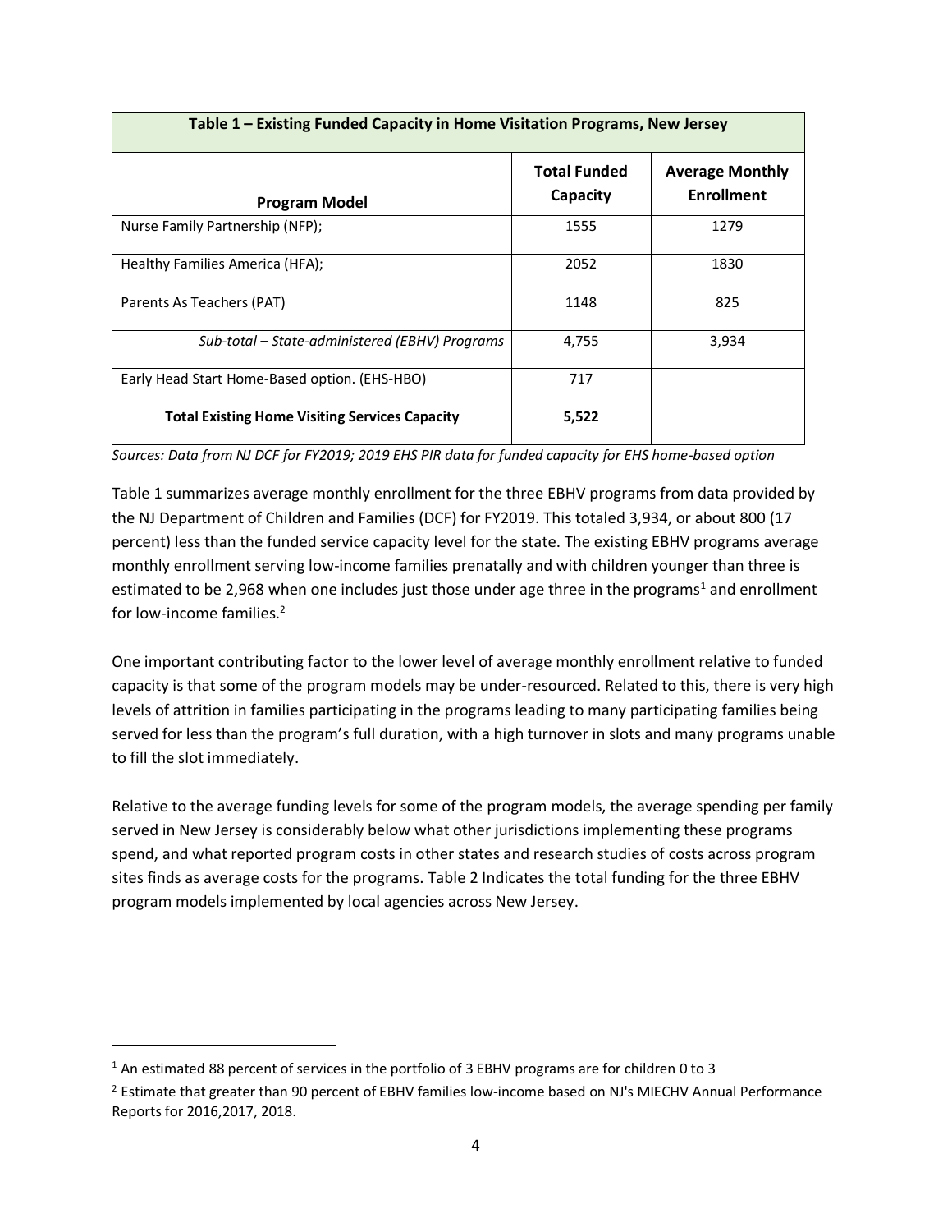| Table 1 – Existing Funded Capacity in Home Visitation Programs, New Jersey | | |
|---|---|---|
| **Program Model** | **Total Funded Capacity** | **Average Monthly Enrollment** |
| Nurse Family Partnership (NFP); | 1555 | 1279 |
| Healthy Families America (HFA); | 2052 | 1830 |
| Parents As Teachers (PAT) | 1148 | 825 |
| *Sub-total – State-administered (EBHV) Programs* | 4,755 | 3,934 |
| Early Head Start Home-Based option. (EHS-HBO) | 717 | |
| **Total Existing Home Visiting Services Capacity** | **5,522** | |

*Sources: Data from NJ DCF for FY2019; 2019 EHS PIR data for funded capacity for EHS home-based option*

Table 1 summarizes average monthly enrollment for the three EBHV programs from data provided by the NJ Department of Children and Families (DCF) for FY2019. This totaled 3,934, or about 800 (17 percent) less than the funded service capacity level for the state. The existing EBHV programs average monthly enrollment serving low-income families prenatally and with children younger than three is estimated to be 2,968 when one includes just those under age three in the programs[1] and enrollment for low-income families.[2]

One important contributing factor to the lower level of average monthly enrollment relative to funded capacity is that some of the program models may be under-resourced. Related to this, there is very high levels of attrition in families participating in the programs leading to many participating families being served for less than the program's full duration, with a high turnover in slots and many programs unable to fill the slot immediately.

Relative to the average funding levels for some of the program models, the average spending per family served in New Jersey is considerably below what other jurisdictions implementing these programs spend, and what reported program costs in other states and research studies of costs across program sites finds as average costs for the programs. Table 2 Indicates the total funding for the three EBHV program models implemented by local agencies across New Jersey.

[1] An estimated 88 percent of services in the portfolio of 3 EBHV programs are for children 0 to 3

[2] Estimate that greater than 90 percent of EBHV families low-income based on NJ's MIECHV Annual Performance Reports for 2016,2017, 2018.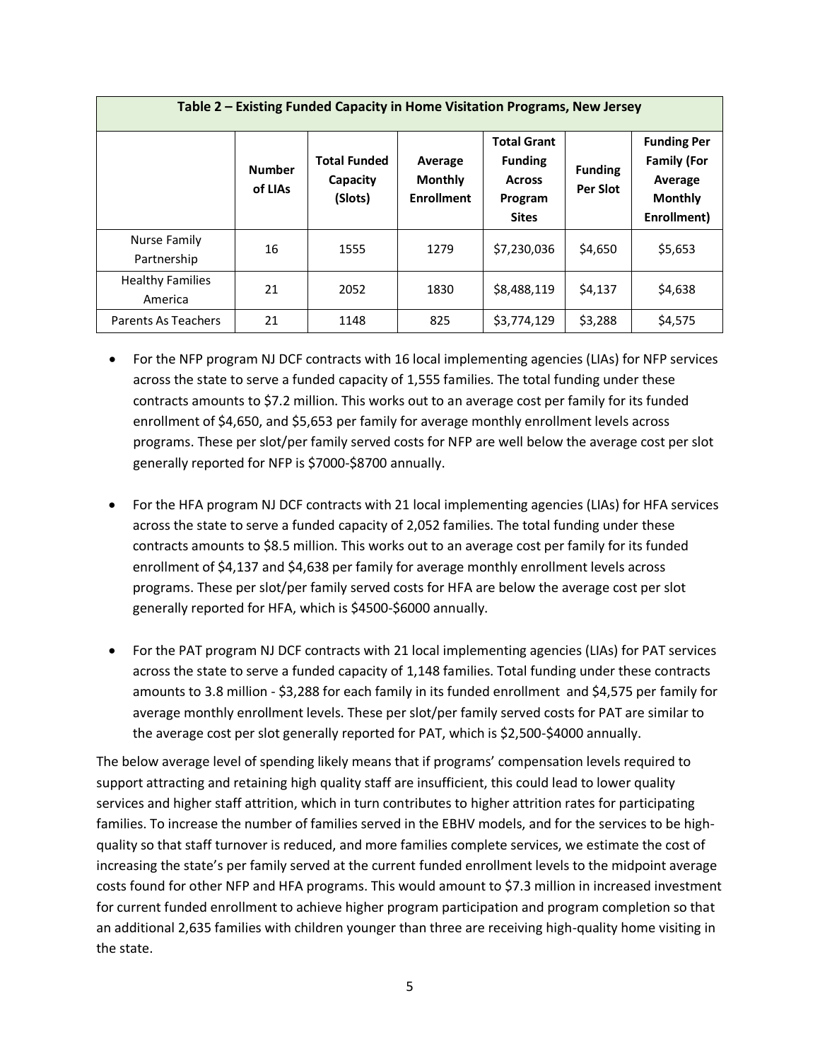| Table 2 – Existing Funded Capacity in Home Visitation Programs, New Jersey | | | | | | |
|---|---|---|---|---|---|---|
| | **Number of LIAs** | **Total Funded Capacity (Slots)** | **Average Monthly Enrollment** | **Total Grant Funding Across Program Sites** | **Funding Per Slot** | **Funding Per Family (For Average Monthly Enrollment)** |
| Nurse Family Partnership | 16 | 1555 | 1279 | $7,230,036 | $4,650 | $5,653 |
| Healthy Families America | 21 | 2052 | 1830 | $8,488,119 | $4,137 | $4,638 |
| Parents As Teachers | 21 | 1148 | 825 | $3,774,129 | $3,288 | $4,575 |

- For the NFP program NJ DCF contracts with 16 local implementing agencies (LIAs) for NFP services across the state to serve a funded capacity of 1,555 families. The total funding under these contracts amounts to $7.2 million. This works out to an average cost per family for its funded enrollment of $4,650, and $5,653 per family for average monthly enrollment levels across programs. These per slot/per family served costs for NFP are well below the average cost per slot generally reported for NFP is $7000-$8700 annually.

- For the HFA program NJ DCF contracts with 21 local implementing agencies (LIAs) for HFA services across the state to serve a funded capacity of 2,052 families. The total funding under these contracts amounts to $8.5 million. This works out to an average cost per family for its funded enrollment of $4,137 and $4,638 per family for average monthly enrollment levels across programs. These per slot/per family served costs for HFA are below the average cost per slot generally reported for HFA, which is $4500-$6000 annually.

- For the PAT program NJ DCF contracts with 21 local implementing agencies (LIAs) for PAT services across the state to serve a funded capacity of 1,148 families. Total funding under these contracts amounts to 3.8 million - $3,288 for each family in its funded enrollment and $4,575 per family for average monthly enrollment levels. These per slot/per family served costs for PAT are similar to the average cost per slot generally reported for PAT, which is $2,500-$4000 annually.

The below average level of spending likely means that if programs' compensation levels required to support attracting and retaining high quality staff are insufficient, this could lead to lower quality services and higher staff attrition, which in turn contributes to higher attrition rates for participating families. To increase the number of families served in the EBHV models, and for the services to be high-quality so that staff turnover is reduced, and more families complete services, we estimate the cost of increasing the state's per family served at the current funded enrollment levels to the midpoint average costs found for other NFP and HFA programs. This would amount to $7.3 million in increased investment for current funded enrollment to achieve higher program participation and program completion so that an additional 2,635 families with children younger than three are receiving high-quality home visiting in the state.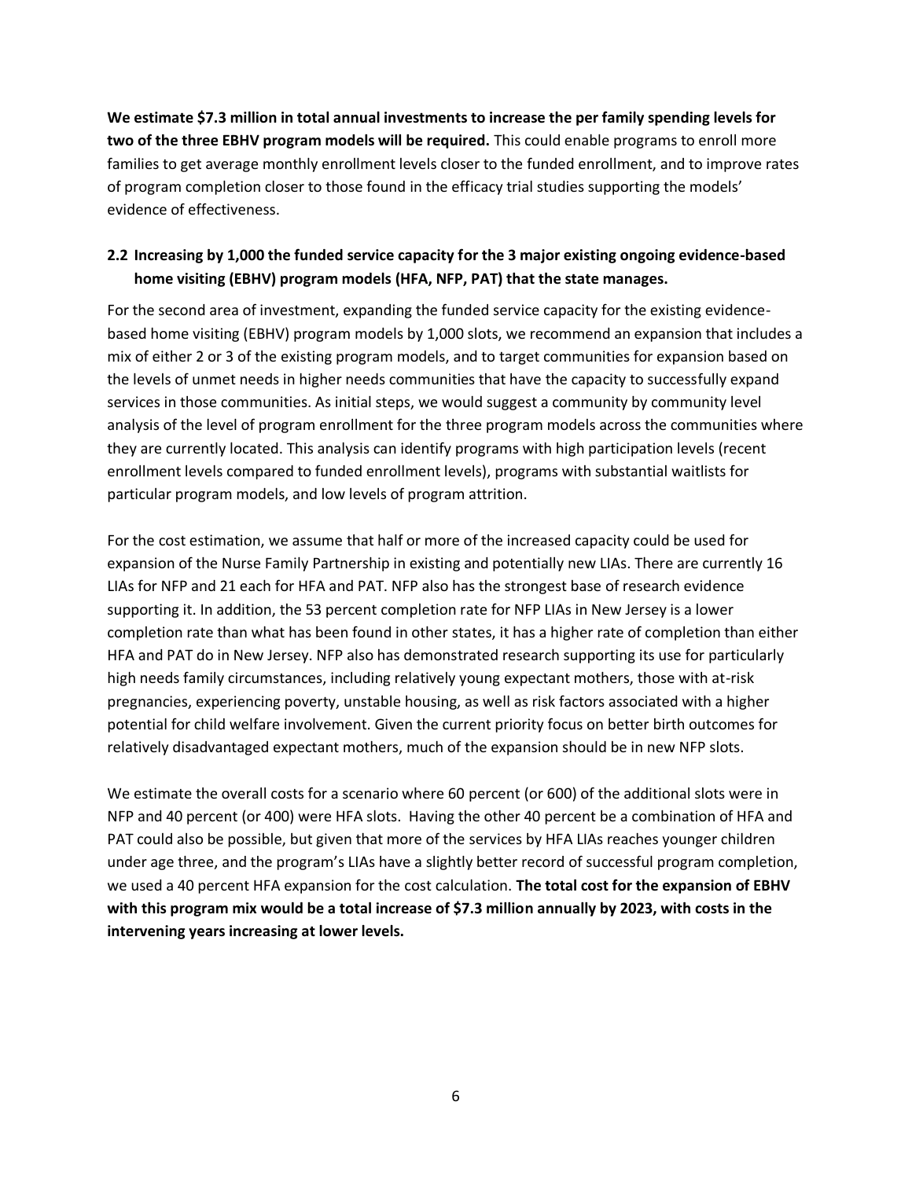**We estimate $7.3 million in total annual investments to increase the per family spending levels for two of the three EBHV program models will be required.** This could enable programs to enroll more families to get average monthly enrollment levels closer to the funded enrollment, and to improve rates of program completion closer to those found in the efficacy trial studies supporting the models' evidence of effectiveness.

### 2.2 Increasing by 1,000 the funded service capacity for the 3 major existing ongoing evidence-based home visiting (EBHV) program models (HFA, NFP, PAT) that the state manages.

For the second area of investment, expanding the funded service capacity for the existing evidence-based home visiting (EBHV) program models by 1,000 slots, we recommend an expansion that includes a mix of either 2 or 3 of the existing program models, and to target communities for expansion based on the levels of unmet needs in higher needs communities that have the capacity to successfully expand services in those communities. As initial steps, we would suggest a community by community level analysis of the level of program enrollment for the three program models across the communities where they are currently located. This analysis can identify programs with high participation levels (recent enrollment levels compared to funded enrollment levels), programs with substantial waitlists for particular program models, and low levels of program attrition.

For the cost estimation, we assume that half or more of the increased capacity could be used for expansion of the Nurse Family Partnership in existing and potentially new LIAs. There are currently 16 LIAs for NFP and 21 each for HFA and PAT. NFP also has the strongest base of research evidence supporting it. In addition, the 53 percent completion rate for NFP LIAs in New Jersey is a lower completion rate than what has been found in other states, it has a higher rate of completion than either HFA and PAT do in New Jersey. NFP also has demonstrated research supporting its use for particularly high needs family circumstances, including relatively young expectant mothers, those with at-risk pregnancies, experiencing poverty, unstable housing, as well as risk factors associated with a higher potential for child welfare involvement. Given the current priority focus on better birth outcomes for relatively disadvantaged expectant mothers, much of the expansion should be in new NFP slots.

We estimate the overall costs for a scenario where 60 percent (or 600) of the additional slots were in NFP and 40 percent (or 400) were HFA slots. Having the other 40 percent be a combination of HFA and PAT could also be possible, but given that more of the services by HFA LIAs reaches younger children under age three, and the program's LIAs have a slightly better record of successful program completion, we used a 40 percent HFA expansion for the cost calculation. **The total cost for the expansion of EBHV with this program mix would be a total increase of $7.3 million annually by 2023, with costs in the intervening years increasing at lower levels.**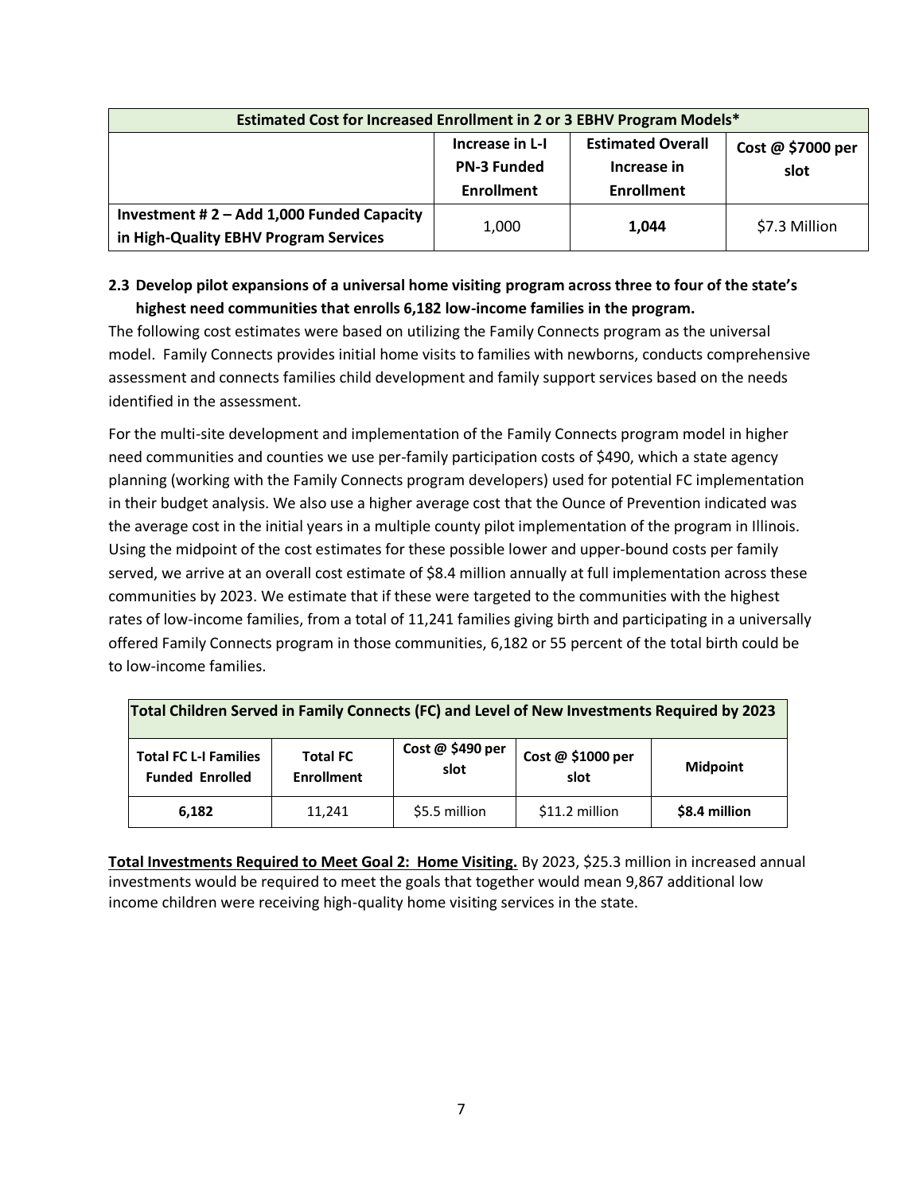| Estimated Cost for Increased Enrollment in 2 or 3 EBHV Program Models* | | | |
|---|---|---|---|
| | **Increase in L-I PN-3 Funded Enrollment** | **Estimated Overall Increase in Enrollment** | **Cost @ $7000 per slot** |
| **Investment # 2 – Add 1,000 Funded Capacity in High-Quality EBHV Program Services** | 1,000 | **1,044** | $7.3 Million |

**2.3 Develop pilot expansions of a universal home visiting program across three to four of the state's highest need communities that enrolls 6,182 low-income families in the program.**

The following cost estimates were based on utilizing the Family Connects program as the universal model. Family Connects provides initial home visits to families with newborns, conducts comprehensive assessment and connects families child development and family support services based on the needs identified in the assessment.

For the multi-site development and implementation of the Family Connects program model in higher need communities and counties we use per-family participation costs of $490, which a state agency planning (working with the Family Connects program developers) used for potential FC implementation in their budget analysis. We also use a higher average cost that the Ounce of Prevention indicated was the average cost in the initial years in a multiple county pilot implementation of the program in Illinois. Using the midpoint of the cost estimates for these possible lower and upper-bound costs per family served, we arrive at an overall cost estimate of $8.4 million annually at full implementation across these communities by 2023. We estimate that if these were targeted to the communities with the highest rates of low-income families, from a total of 11,241 families giving birth and participating in a universally offered Family Connects program in those communities, 6,182 or 55 percent of the total birth could be to low-income families.

| Total Children Served in Family Connects (FC) and Level of New Investments Required by 2023 | | | | |
|---|---|---|---|---|
| **Total FC L-I Families Funded Enrolled** | **Total FC Enrollment** | **Cost @ $490 per slot** | **Cost @ $1000 per slot** | **Midpoint** |
| **6,182** | 11,241 | $5.5 million | $11.2 million | **$8.4 million** |

**Total Investments Required to Meet Goal 2: Home Visiting.** By 2023, $25.3 million in increased annual investments would be required to meet the goals that together would mean 9,867 additional low income children were receiving high-quality home visiting services in the state.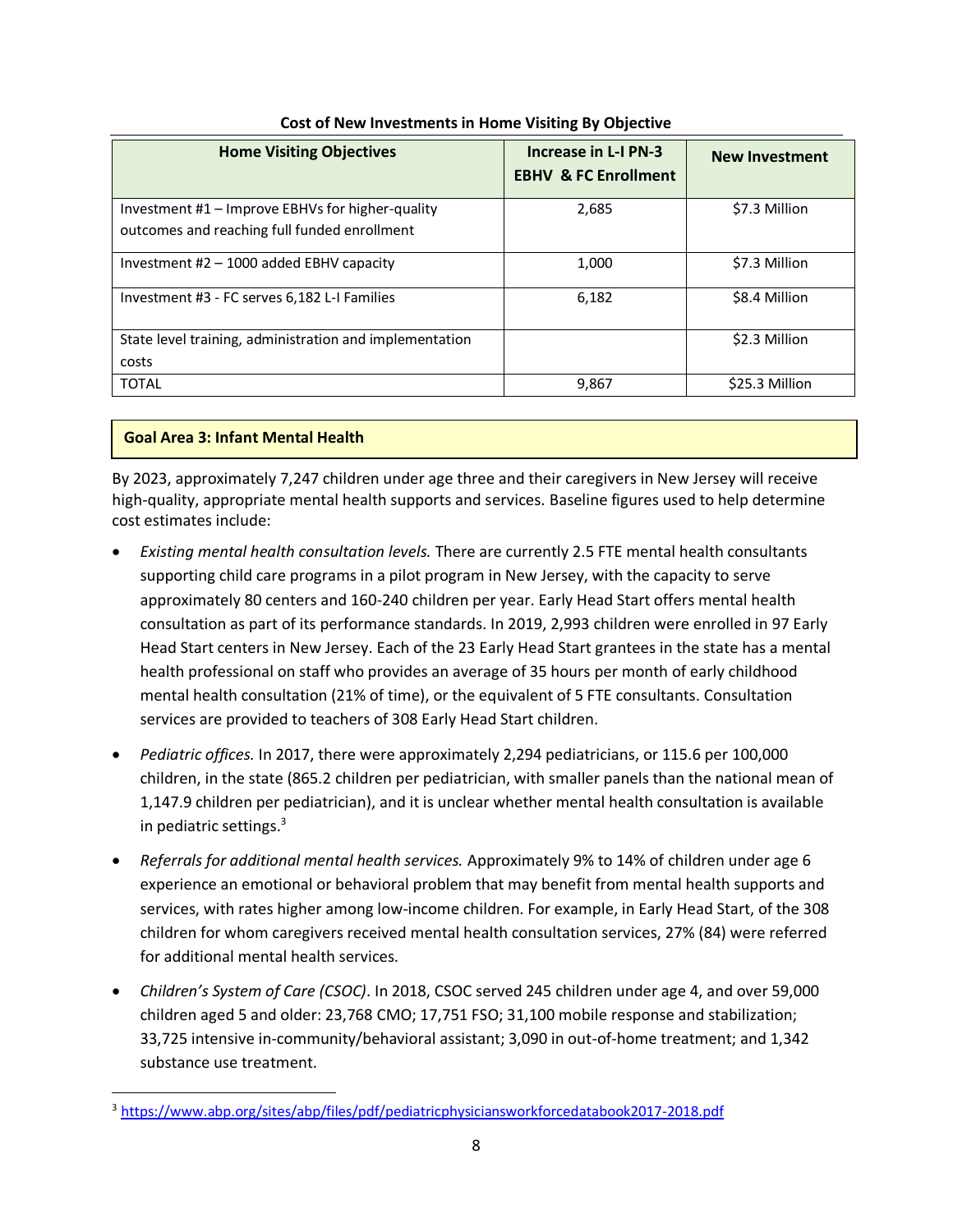**Cost of New Investments in Home Visiting By Objective**

| Home Visiting Objectives | Increase in L-I PN-3 EBHV & FC Enrollment | New Investment |
|---|---|---|
| Investment #1 – Improve EBHVs for higher-quality outcomes and reaching full funded enrollment | 2,685 | $7.3 Million |
| Investment #2 – 1000 added EBHV capacity | 1,000 | $7.3 Million |
| Investment #3 - FC serves 6,182 L-I Families | 6,182 | $8.4 Million |
| State level training, administration and implementation costs | | $2.3 Million |
| TOTAL | 9,867 | $25.3 Million |

## Goal Area 3: Infant Mental Health

By 2023, approximately 7,247 children under age three and their caregivers in New Jersey will receive high-quality, appropriate mental health supports and services. Baseline figures used to help determine cost estimates include:

- *Existing mental health consultation levels.* There are currently 2.5 FTE mental health consultants supporting child care programs in a pilot program in New Jersey, with the capacity to serve approximately 80 centers and 160-240 children per year. Early Head Start offers mental health consultation as part of its performance standards. In 2019, 2,993 children were enrolled in 97 Early Head Start centers in New Jersey. Each of the 23 Early Head Start grantees in the state has a mental health professional on staff who provides an average of 35 hours per month of early childhood mental health consultation (21% of time), or the equivalent of 5 FTE consultants. Consultation services are provided to teachers of 308 Early Head Start children.
- *Pediatric offices.* In 2017, there were approximately 2,294 pediatricians, or 115.6 per 100,000 children, in the state (865.2 children per pediatrician, with smaller panels than the national mean of 1,147.9 children per pediatrician), and it is unclear whether mental health consultation is available in pediatric settings.[3]
- *Referrals for additional mental health services.* Approximately 9% to 14% of children under age 6 experience an emotional or behavioral problem that may benefit from mental health supports and services, with rates higher among low-income children. For example, in Early Head Start, of the 308 children for whom caregivers received mental health consultation services, 27% (84) were referred for additional mental health services.
- *Children's System of Care (CSOC)*. In 2018, CSOC served 245 children under age 4, and over 59,000 children aged 5 and older: 23,768 CMO; 17,751 FSO; 31,100 mobile response and stabilization; 33,725 intensive in-community/behavioral assistant; 3,090 in out-of-home treatment; and 1,342 substance use treatment.

[3] https://www.abp.org/sites/abp/files/pdf/pediatricphysiciansworkforcedatabook2017-2018.pdf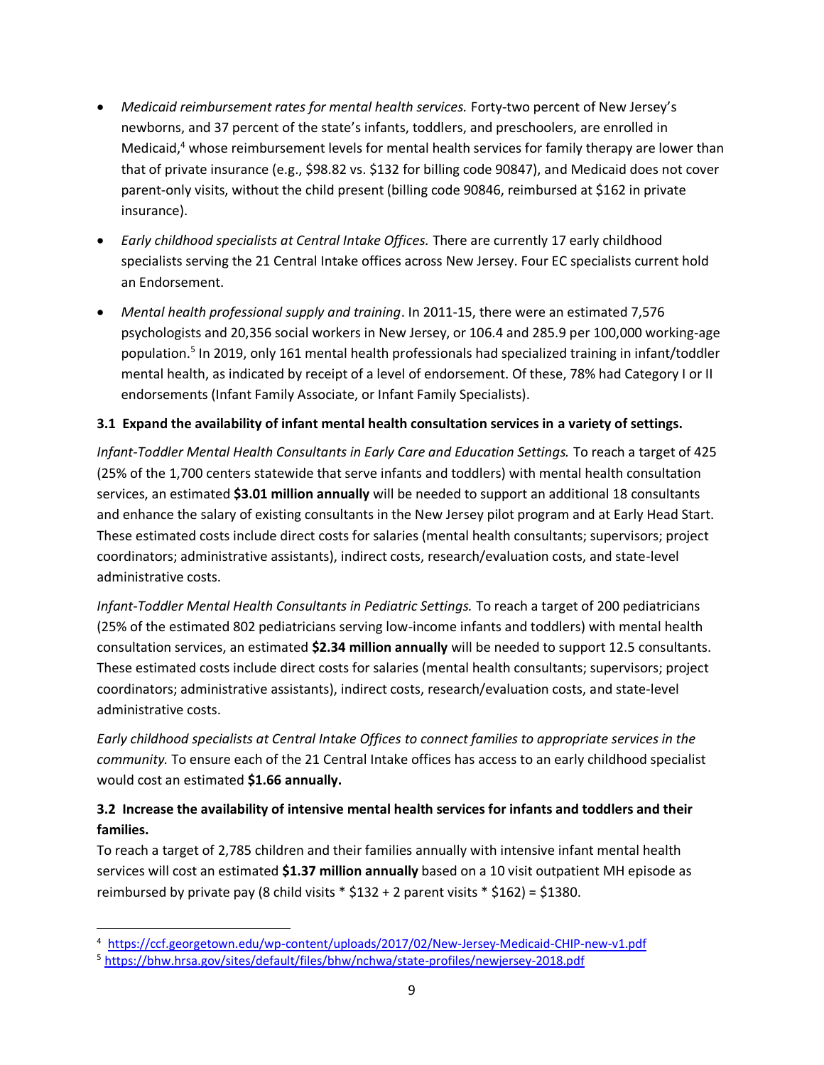- *Medicaid reimbursement rates for mental health services.* Forty-two percent of New Jersey's newborns, and 37 percent of the state's infants, toddlers, and preschoolers, are enrolled in Medicaid,[4] whose reimbursement levels for mental health services for family therapy are lower than that of private insurance (e.g., $98.82 vs. $132 for billing code 90847), and Medicaid does not cover parent-only visits, without the child present (billing code 90846, reimbursed at $162 in private insurance).
- *Early childhood specialists at Central Intake Offices.* There are currently 17 early childhood specialists serving the 21 Central Intake offices across New Jersey. Four EC specialists current hold an Endorsement.
- *Mental health professional supply and training*. In 2011-15, there were an estimated 7,576 psychologists and 20,356 social workers in New Jersey, or 106.4 and 285.9 per 100,000 working-age population.[5] In 2019, only 161 mental health professionals had specialized training in infant/toddler mental health, as indicated by receipt of a level of endorsement. Of these, 78% had Category I or II endorsements (Infant Family Associate, or Infant Family Specialists).

### 3.1 Expand the availability of infant mental health consultation services in a variety of settings.

*Infant-Toddler Mental Health Consultants in Early Care and Education Settings.* To reach a target of 425 (25% of the 1,700 centers statewide that serve infants and toddlers) with mental health consultation services, an estimated **$3.01 million annually** will be needed to support an additional 18 consultants and enhance the salary of existing consultants in the New Jersey pilot program and at Early Head Start. These estimated costs include direct costs for salaries (mental health consultants; supervisors; project coordinators; administrative assistants), indirect costs, research/evaluation costs, and state-level administrative costs.

*Infant-Toddler Mental Health Consultants in Pediatric Settings.* To reach a target of 200 pediatricians (25% of the estimated 802 pediatricians serving low-income infants and toddlers) with mental health consultation services, an estimated **$2.34 million annually** will be needed to support 12.5 consultants. These estimated costs include direct costs for salaries (mental health consultants; supervisors; project coordinators; administrative assistants), indirect costs, research/evaluation costs, and state-level administrative costs.

*Early childhood specialists at Central Intake Offices to connect families to appropriate services in the community.* To ensure each of the 21 Central Intake offices has access to an early childhood specialist would cost an estimated **$1.66 annually.**

### 3.2 Increase the availability of intensive mental health services for infants and toddlers and their families.

To reach a target of 2,785 children and their families annually with intensive infant mental health services will cost an estimated **$1.37 million annually** based on a 10 visit outpatient MH episode as reimbursed by private pay (8 child visits * $132 + 2 parent visits * $162) = $1380.

---

[4] https://ccf.georgetown.edu/wp-content/uploads/2017/02/New-Jersey-Medicaid-CHIP-new-v1.pdf

[5] https://bhw.hrsa.gov/sites/default/files/bhw/nchwa/state-profiles/newjersey-2018.pdf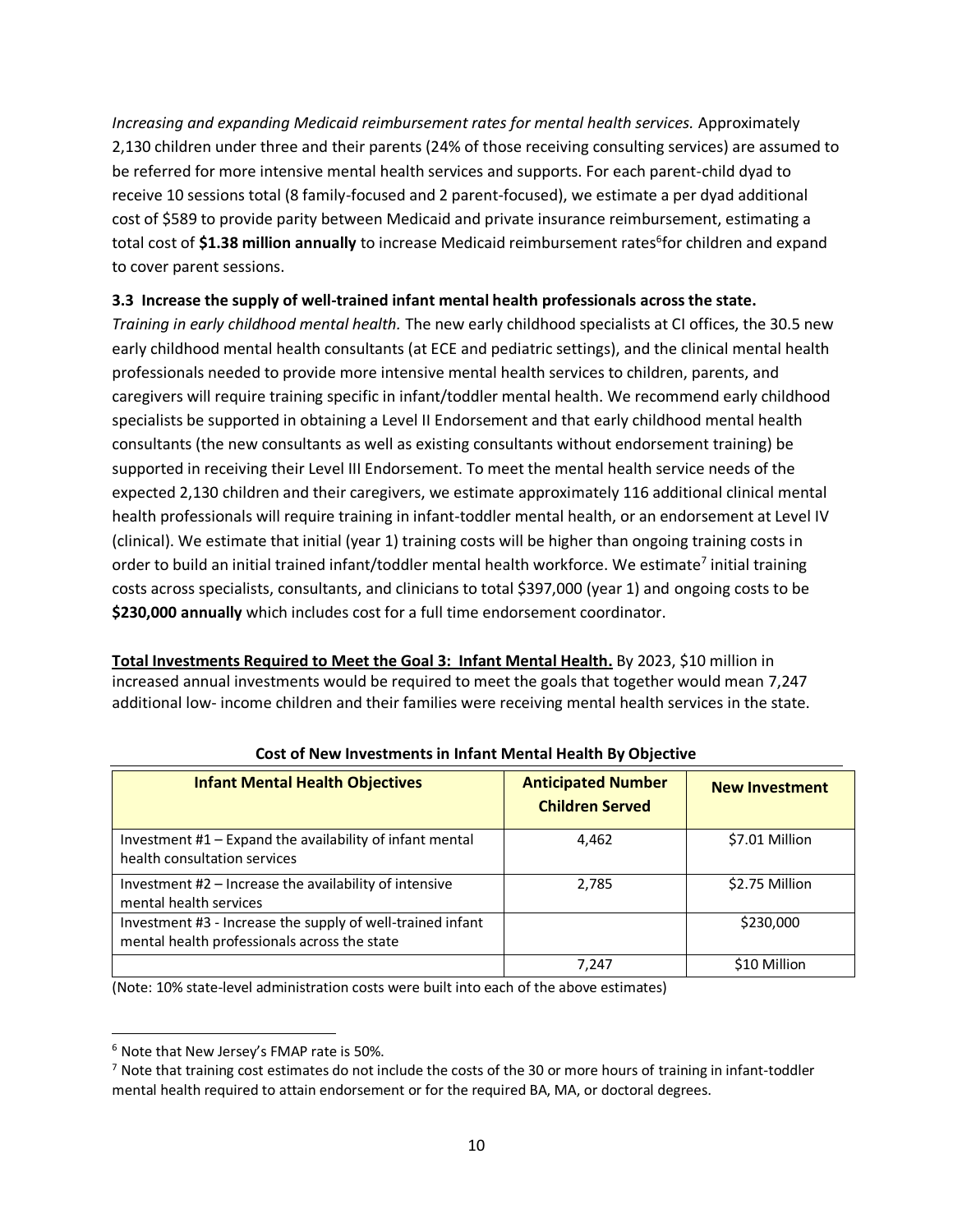*Increasing and expanding Medicaid reimbursement rates for mental health services.* Approximately 2,130 children under three and their parents (24% of those receiving consulting services) are assumed to be referred for more intensive mental health services and supports. For each parent-child dyad to receive 10 sessions total (8 family-focused and 2 parent-focused), we estimate a per dyad additional cost of $589 to provide parity between Medicaid and private insurance reimbursement, estimating a total cost of **$1.38 million annually** to increase Medicaid reimbursement rates[6] for children and expand to cover parent sessions.

**3.3 Increase the supply of well-trained infant mental health professionals across the state.**

*Training in early childhood mental health.* The new early childhood specialists at CI offices, the 30.5 new early childhood mental health consultants (at ECE and pediatric settings), and the clinical mental health professionals needed to provide more intensive mental health services to children, parents, and caregivers will require training specific in infant/toddler mental health. We recommend early childhood specialists be supported in obtaining a Level II Endorsement and that early childhood mental health consultants (the new consultants as well as existing consultants without endorsement training) be supported in receiving their Level III Endorsement. To meet the mental health service needs of the expected 2,130 children and their caregivers, we estimate approximately 116 additional clinical mental health professionals will require training in infant-toddler mental health, or an endorsement at Level IV (clinical). We estimate that initial (year 1) training costs will be higher than ongoing training costs in order to build an initial trained infant/toddler mental health workforce. We estimate[7] initial training costs across specialists, consultants, and clinicians to total $397,000 (year 1) and ongoing costs to be **$230,000 annually** which includes cost for a full time endorsement coordinator.

**Total Investments Required to Meet the Goal 3: Infant Mental Health.** By 2023, $10 million in increased annual investments would be required to meet the goals that together would mean 7,247 additional low- income children and their families were receiving mental health services in the state.

**Cost of New Investments in Infant Mental Health By Objective**

| Infant Mental Health Objectives | Anticipated Number Children Served | New Investment |
|---|---|---|
| Investment #1 – Expand the availability of infant mental health consultation services | 4,462 | $7.01 Million |
| Investment #2 – Increase the availability of intensive mental health services | 2,785 | $2.75 Million |
| Investment #3 - Increase the supply of well-trained infant mental health professionals across the state | | $230,000 |
| | 7,247 | $10 Million |

(Note: 10% state-level administration costs were built into each of the above estimates)

[6] Note that New Jersey's FMAP rate is 50%.

[7] Note that training cost estimates do not include the costs of the 30 or more hours of training in infant-toddler mental health required to attain endorsement or for the required BA, MA, or doctoral degrees.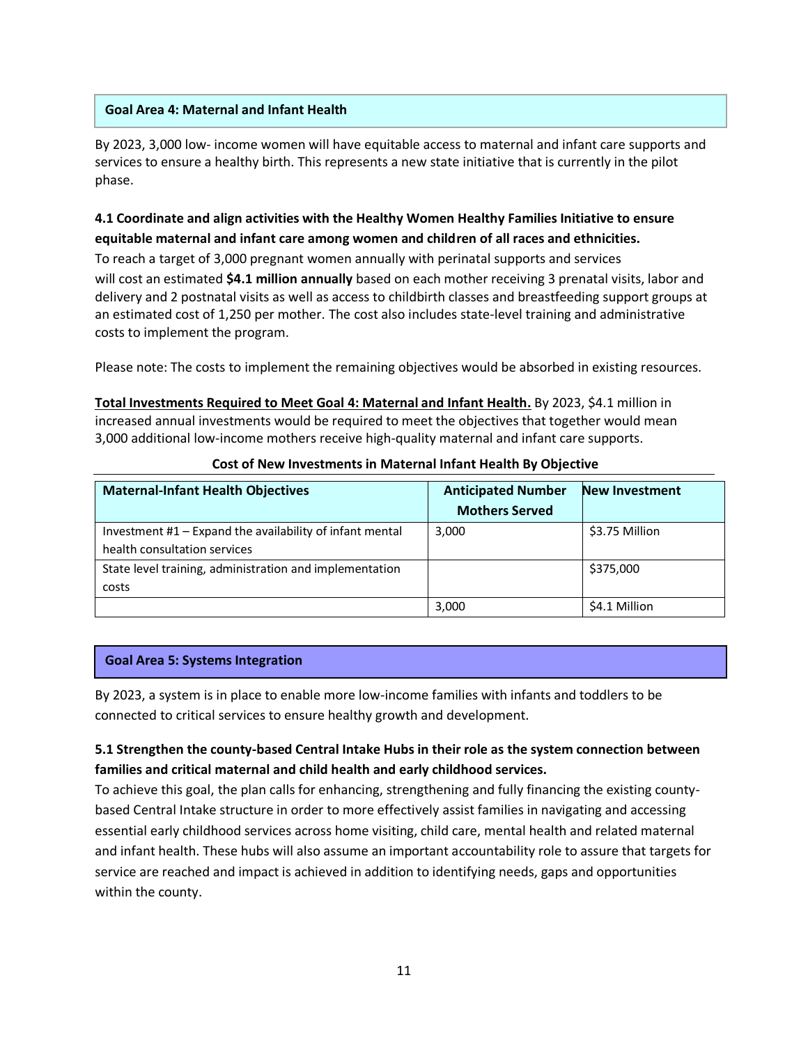## Goal Area 4: Maternal and Infant Health

By 2023, 3,000 low- income women will have equitable access to maternal and infant care supports and services to ensure a healthy birth. This represents a new state initiative that is currently in the pilot phase.

### 4.1 Coordinate and align activities with the Healthy Women Healthy Families Initiative to ensure equitable maternal and infant care among women and children of all races and ethnicities.

To reach a target of 3,000 pregnant women annually with perinatal supports and services will cost an estimated **$4.1 million annually** based on each mother receiving 3 prenatal visits, labor and delivery and 2 postnatal visits as well as access to childbirth classes and breastfeeding support groups at an estimated cost of 1,250 per mother. The cost also includes state-level training and administrative costs to implement the program.

Please note: The costs to implement the remaining objectives would be absorbed in existing resources.

**Total Investments Required to Meet Goal 4: Maternal and Infant Health.** By 2023, $4.1 million in increased annual investments would be required to meet the objectives that together would mean 3,000 additional low-income mothers receive high-quality maternal and infant care supports.

**Cost of New Investments in Maternal Infant Health By Objective**

| Maternal-Infant Health Objectives | Anticipated Number Mothers Served | New Investment |
|---|---|---|
| Investment #1 – Expand the availability of infant mental health consultation services | 3,000 | $3.75 Million |
| State level training, administration and implementation costs | | $375,000 |
| | 3,000 | $4.1 Million |

## Goal Area 5: Systems Integration

By 2023, a system is in place to enable more low-income families with infants and toddlers to be connected to critical services to ensure healthy growth and development.

### 5.1 Strengthen the county-based Central Intake Hubs in their role as the system connection between families and critical maternal and child health and early childhood services.

To achieve this goal, the plan calls for enhancing, strengthening and fully financing the existing county-based Central Intake structure in order to more effectively assist families in navigating and accessing essential early childhood services across home visiting, child care, mental health and related maternal and infant health. These hubs will also assume an important accountability role to assure that targets for service are reached and impact is achieved in addition to identifying needs, gaps and opportunities within the county.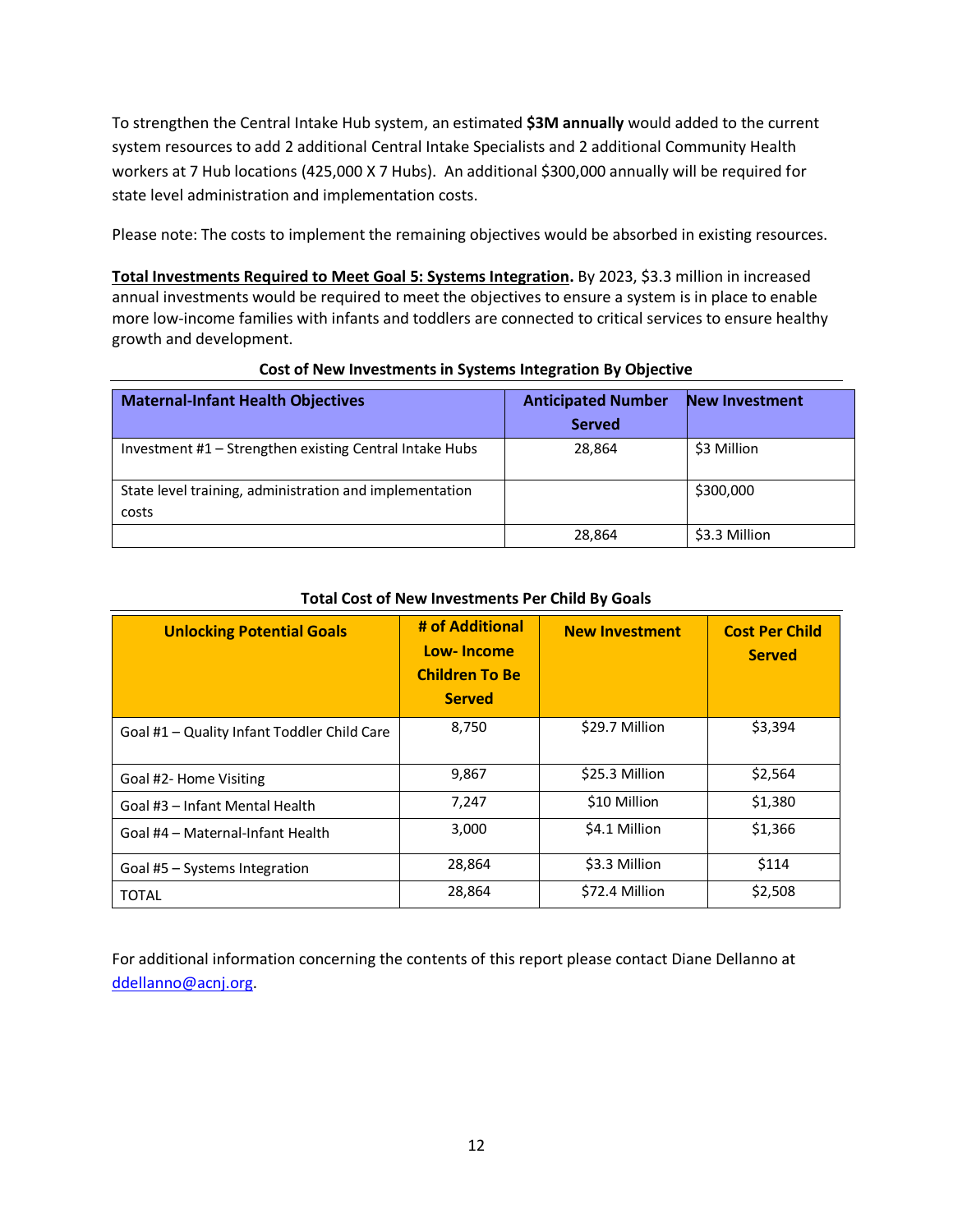To strengthen the Central Intake Hub system, an estimated **$3M annually** would added to the current system resources to add 2 additional Central Intake Specialists and 2 additional Community Health workers at 7 Hub locations (425,000 X 7 Hubs). An additional $300,000 annually will be required for state level administration and implementation costs.

Please note: The costs to implement the remaining objectives would be absorbed in existing resources.

**Total Investments Required to Meet Goal 5: Systems Integration.** By 2023, $3.3 million in increased annual investments would be required to meet the objectives to ensure a system is in place to enable more low-income families with infants and toddlers are connected to critical services to ensure healthy growth and development.

**Cost of New Investments in Systems Integration By Objective**

| Maternal-Infant Health Objectives | Anticipated Number Served | New Investment |
|---|---|---|
| Investment #1 – Strengthen existing Central Intake Hubs | 28,864 | $3 Million |
| State level training, administration and implementation costs | | $300,000 |
| | 28,864 | $3.3 Million |

**Total Cost of New Investments Per Child By Goals**

| Unlocking Potential Goals | # of Additional Low- Income Children To Be Served | New Investment | Cost Per Child Served |
|---|---|---|---|
| Goal #1 – Quality Infant Toddler Child Care | 8,750 | $29.7 Million | $3,394 |
| Goal #2- Home Visiting | 9,867 | $25.3 Million | $2,564 |
| Goal #3 – Infant Mental Health | 7,247 | $10 Million | $1,380 |
| Goal #4 – Maternal-Infant Health | 3,000 | $4.1 Million | $1,366 |
| Goal #5 – Systems Integration | 28,864 | $3.3 Million | $114 |
| TOTAL | 28,864 | $72.4 Million | $2,508 |

For additional information concerning the contents of this report please contact Diane Dellanno at ddellanno@acnj.org.